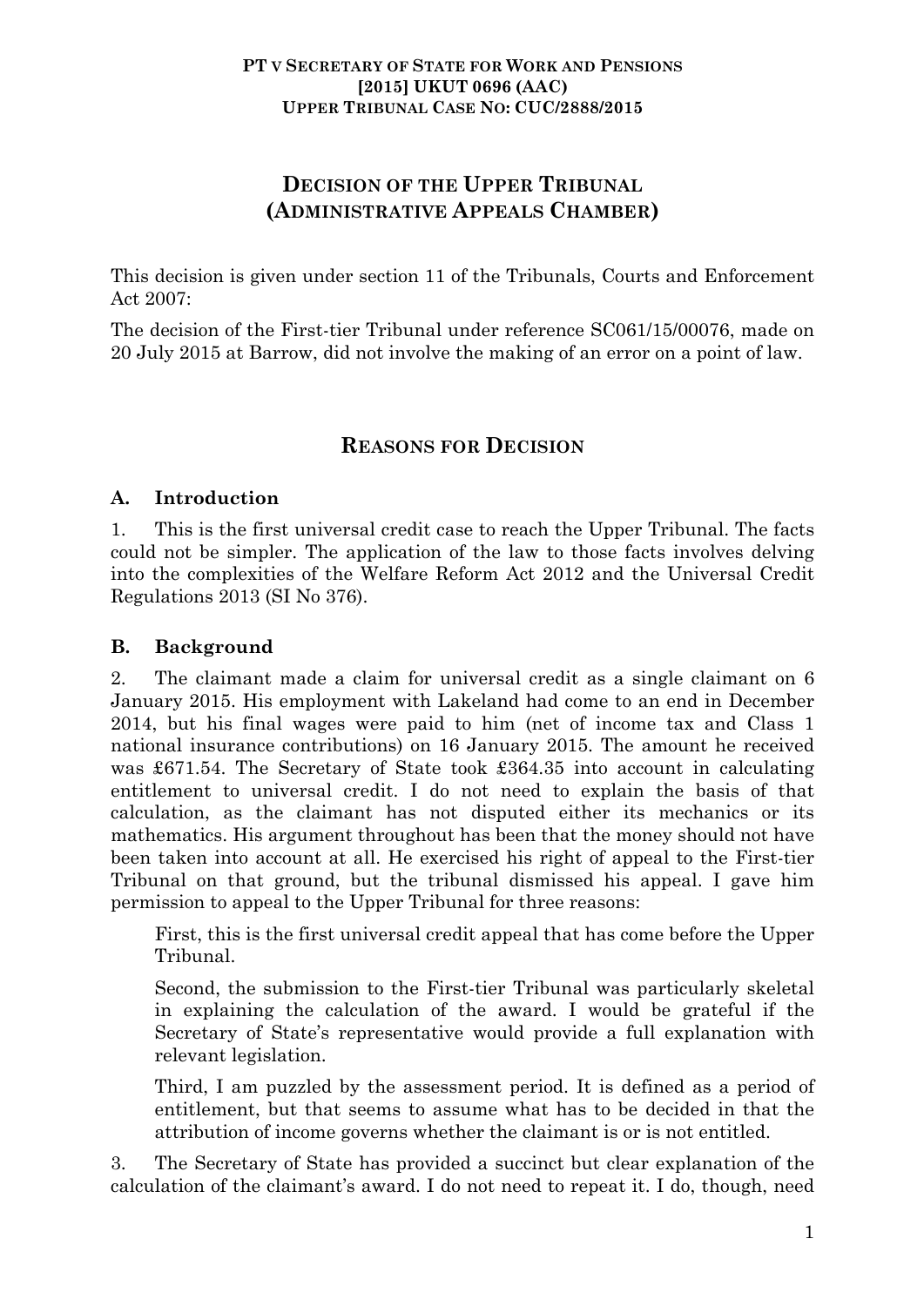**PT v Secretary of State for Work and Pensions**
**[2015] UKUT 0696 (AAC)**
**Upper Tribunal Case No: CUC/2888/2015**

# Decision of the Upper Tribunal (Administrative Appeals Chamber)

This decision is given under section 11 of the Tribunals, Courts and Enforcement Act 2007:

The decision of the First-tier Tribunal under reference SC061/15/00076, made on 20 July 2015 at Barrow, did not involve the making of an error on a point of law.

## Reasons for Decision

### A. Introduction

1. This is the first universal credit case to reach the Upper Tribunal. The facts could not be simpler. The application of the law to those facts involves delving into the complexities of the Welfare Reform Act 2012 and the Universal Credit Regulations 2013 (SI No 376).

### B. Background

2. The claimant made a claim for universal credit as a single claimant on 6 January 2015. His employment with Lakeland had come to an end in December 2014, but his final wages were paid to him (net of income tax and Class 1 national insurance contributions) on 16 January 2015. The amount he received was £671.54. The Secretary of State took £364.35 into account in calculating entitlement to universal credit. I do not need to explain the basis of that calculation, as the claimant has not disputed either its mechanics or its mathematics. His argument throughout has been that the money should not have been taken into account at all. He exercised his right of appeal to the First-tier Tribunal on that ground, but the tribunal dismissed his appeal. I gave him permission to appeal to the Upper Tribunal for three reasons:

> First, this is the first universal credit appeal that has come before the Upper Tribunal.
>
> Second, the submission to the First-tier Tribunal was particularly skeletal in explaining the calculation of the award. I would be grateful if the Secretary of State's representative would provide a full explanation with relevant legislation.
>
> Third, I am puzzled by the assessment period. It is defined as a period of entitlement, but that seems to assume what has to be decided in that the attribution of income governs whether the claimant is or is not entitled.

3. The Secretary of State has provided a succinct but clear explanation of the calculation of the claimant's award. I do not need to repeat it. I do, though, need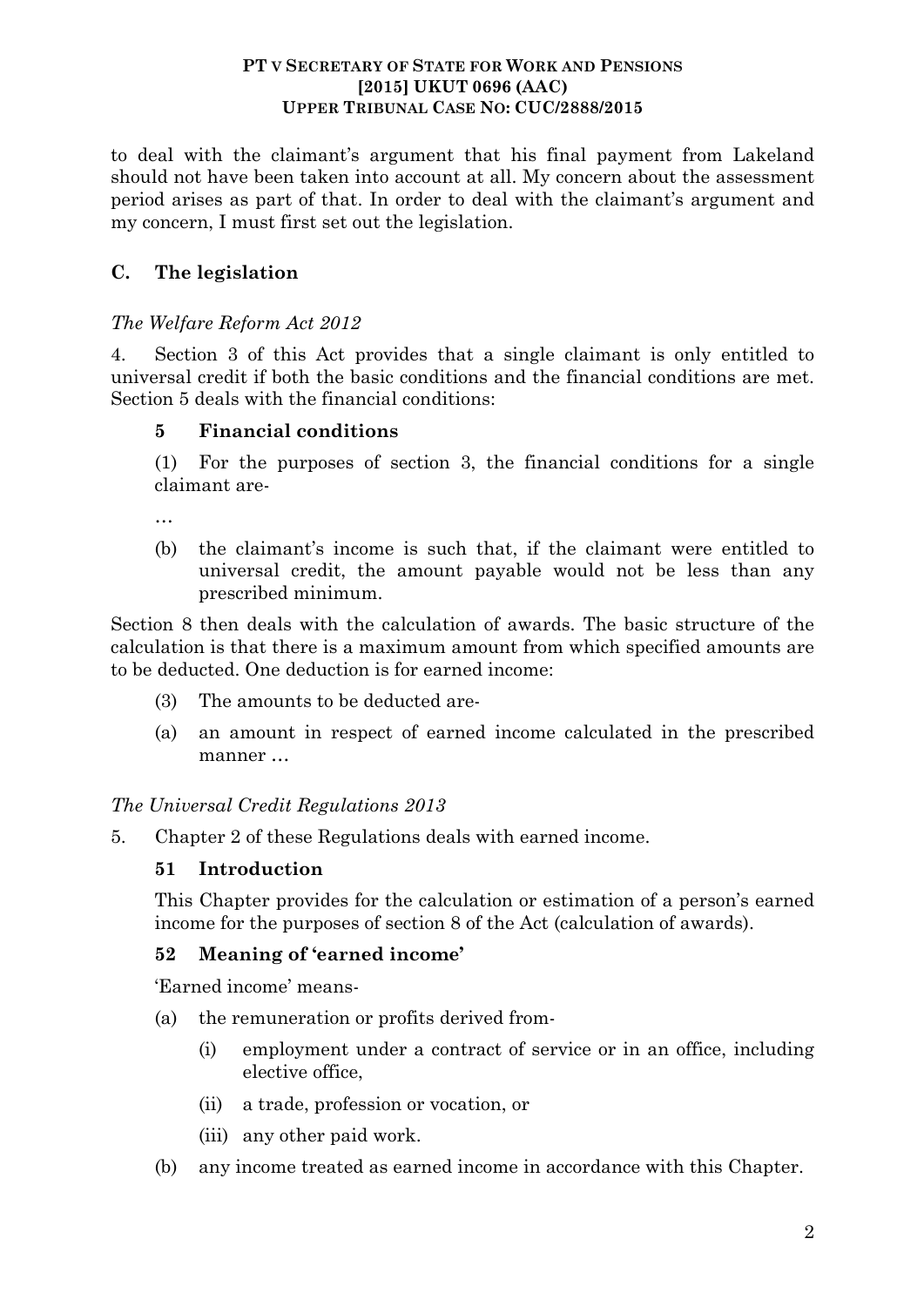to deal with the claimant's argument that his final payment from Lakeland should not have been taken into account at all. My concern about the assessment period arises as part of that. In order to deal with the claimant's argument and my concern, I must first set out the legislation.

## C. The legislation

*The Welfare Reform Act 2012*

4. Section 3 of this Act provides that a single claimant is only entitled to universal credit if both the basic conditions and the financial conditions are met. Section 5 deals with the financial conditions:

> **5 Financial conditions**
>
> (1) For the purposes of section 3, the financial conditions for a single claimant are-
>
> …
>
> (b) the claimant's income is such that, if the claimant were entitled to universal credit, the amount payable would not be less than any prescribed minimum.

Section 8 then deals with the calculation of awards. The basic structure of the calculation is that there is a maximum amount from which specified amounts are to be deducted. One deduction is for earned income:

> (3) The amounts to be deducted are-
>
> (a) an amount in respect of earned income calculated in the prescribed manner …

*The Universal Credit Regulations 2013*

5. Chapter 2 of these Regulations deals with earned income.

> **51 Introduction**
>
> This Chapter provides for the calculation or estimation of a person's earned income for the purposes of section 8 of the Act (calculation of awards).
>
> **52 Meaning of 'earned income'**
>
> 'Earned income' means-
>
> (a) the remuneration or profits derived from-
>
> (i) employment under a contract of service or in an office, including elective office,
>
> (ii) a trade, profession or vocation, or
>
> (iii) any other paid work.
>
> (b) any income treated as earned income in accordance with this Chapter.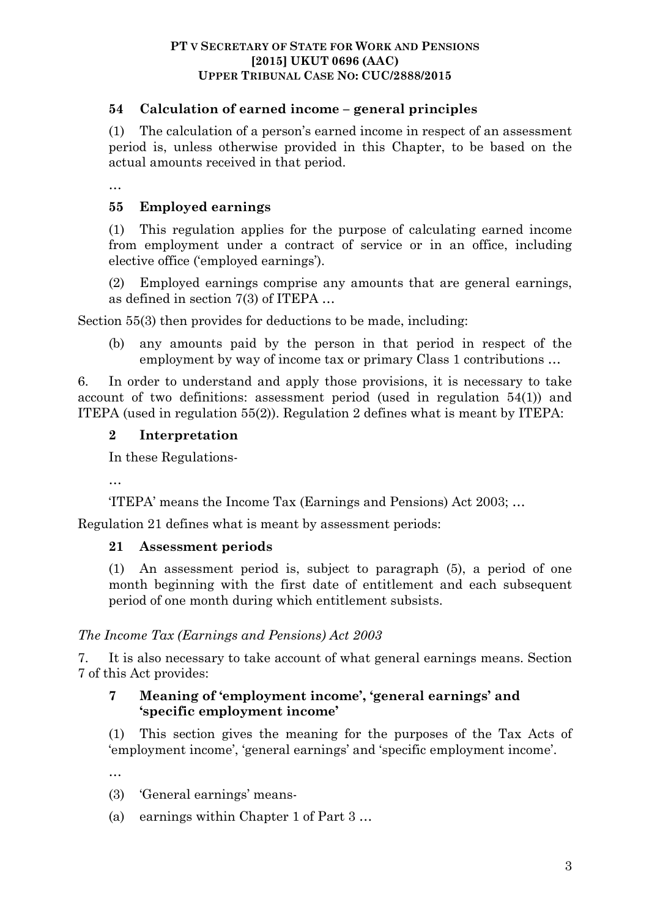**54 Calculation of earned income – general principles**

(1) The calculation of a person's earned income in respect of an assessment period is, unless otherwise provided in this Chapter, to be based on the actual amounts received in that period.

…

**55 Employed earnings**

(1) This regulation applies for the purpose of calculating earned income from employment under a contract of service or in an office, including elective office ('employed earnings').

(2) Employed earnings comprise any amounts that are general earnings, as defined in section 7(3) of ITEPA …

Section 55(3) then provides for deductions to be made, including:

> (b) any amounts paid by the person in that period in respect of the employment by way of income tax or primary Class 1 contributions …

6. In order to understand and apply those provisions, it is necessary to take account of two definitions: assessment period (used in regulation 54(1)) and ITEPA (used in regulation 55(2)). Regulation 2 defines what is meant by ITEPA:

**2 Interpretation**

In these Regulations-

…

'ITEPA' means the Income Tax (Earnings and Pensions) Act 2003; …

Regulation 21 defines what is meant by assessment periods:

**21 Assessment periods**

(1) An assessment period is, subject to paragraph (5), a period of one month beginning with the first date of entitlement and each subsequent period of one month during which entitlement subsists.

*The Income Tax (Earnings and Pensions) Act 2003*

7. It is also necessary to take account of what general earnings means. Section 7 of this Act provides:

**7 Meaning of 'employment income', 'general earnings' and 'specific employment income'**

(1) This section gives the meaning for the purposes of the Tax Acts of 'employment income', 'general earnings' and 'specific employment income'.

…

(3) 'General earnings' means-

(a) earnings within Chapter 1 of Part 3 …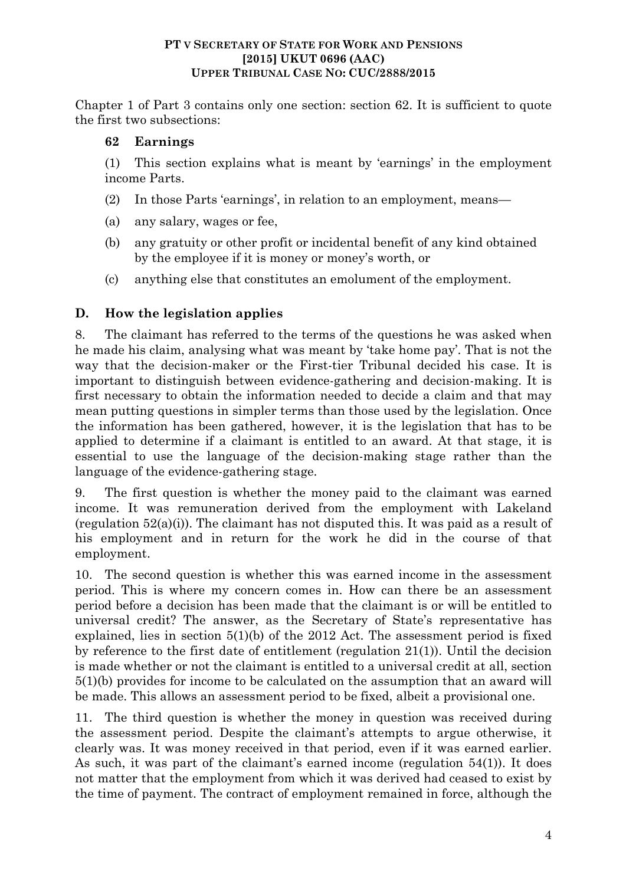Chapter 1 of Part 3 contains only one section: section 62. It is sufficient to quote the first two subsections:

**62 Earnings**

(1) This section explains what is meant by 'earnings' in the employment income Parts.

(2) In those Parts 'earnings', in relation to an employment, means—

(a) any salary, wages or fee,

(b) any gratuity or other profit or incidental benefit of any kind obtained by the employee if it is money or money's worth, or

(c) anything else that constitutes an emolument of the employment.

## D. How the legislation applies

8. The claimant has referred to the terms of the questions he was asked when he made his claim, analysing what was meant by 'take home pay'. That is not the way that the decision-maker or the First-tier Tribunal decided his case. It is important to distinguish between evidence-gathering and decision-making. It is first necessary to obtain the information needed to decide a claim and that may mean putting questions in simpler terms than those used by the legislation. Once the information has been gathered, however, it is the legislation that has to be applied to determine if a claimant is entitled to an award. At that stage, it is essential to use the language of the decision-making stage rather than the language of the evidence-gathering stage.

9. The first question is whether the money paid to the claimant was earned income. It was remuneration derived from the employment with Lakeland (regulation 52(a)(i)). The claimant has not disputed this. It was paid as a result of his employment and in return for the work he did in the course of that employment.

10. The second question is whether this was earned income in the assessment period. This is where my concern comes in. How can there be an assessment period before a decision has been made that the claimant is or will be entitled to universal credit? The answer, as the Secretary of State's representative has explained, lies in section 5(1)(b) of the 2012 Act. The assessment period is fixed by reference to the first date of entitlement (regulation 21(1)). Until the decision is made whether or not the claimant is entitled to a universal credit at all, section 5(1)(b) provides for income to be calculated on the assumption that an award will be made. This allows an assessment period to be fixed, albeit a provisional one.

11. The third question is whether the money in question was received during the assessment period. Despite the claimant's attempts to argue otherwise, it clearly was. It was money received in that period, even if it was earned earlier. As such, it was part of the claimant's earned income (regulation 54(1)). It does not matter that the employment from which it was derived had ceased to exist by the time of payment. The contract of employment remained in force, although the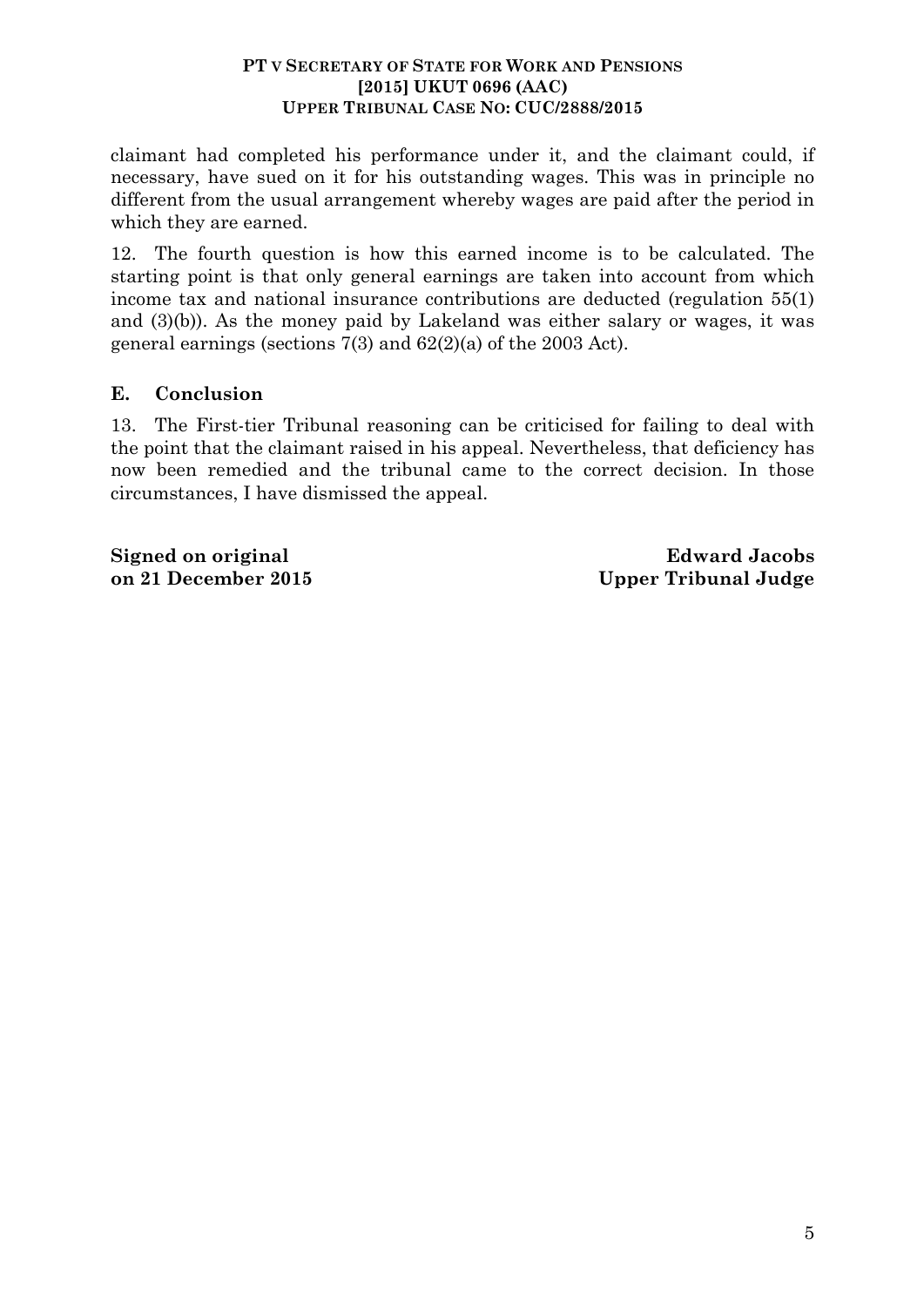claimant had completed his performance under it, and the claimant could, if necessary, have sued on it for his outstanding wages. This was in principle no different from the usual arrangement whereby wages are paid after the period in which they are earned.

12. The fourth question is how this earned income is to be calculated. The starting point is that only general earnings are taken into account from which income tax and national insurance contributions are deducted (regulation 55(1) and (3)(b)). As the money paid by Lakeland was either salary or wages, it was general earnings (sections 7(3) and 62(2)(a) of the 2003 Act).

## E. Conclusion

13. The First-tier Tribunal reasoning can be criticised for failing to deal with the point that the claimant raised in his appeal. Nevertheless, that deficiency has now been remedied and the tribunal came to the correct decision. In those circumstances, I have dismissed the appeal.

**Signed on original**
**on 21 December 2015**

**Edward Jacobs**
**Upper Tribunal Judge**